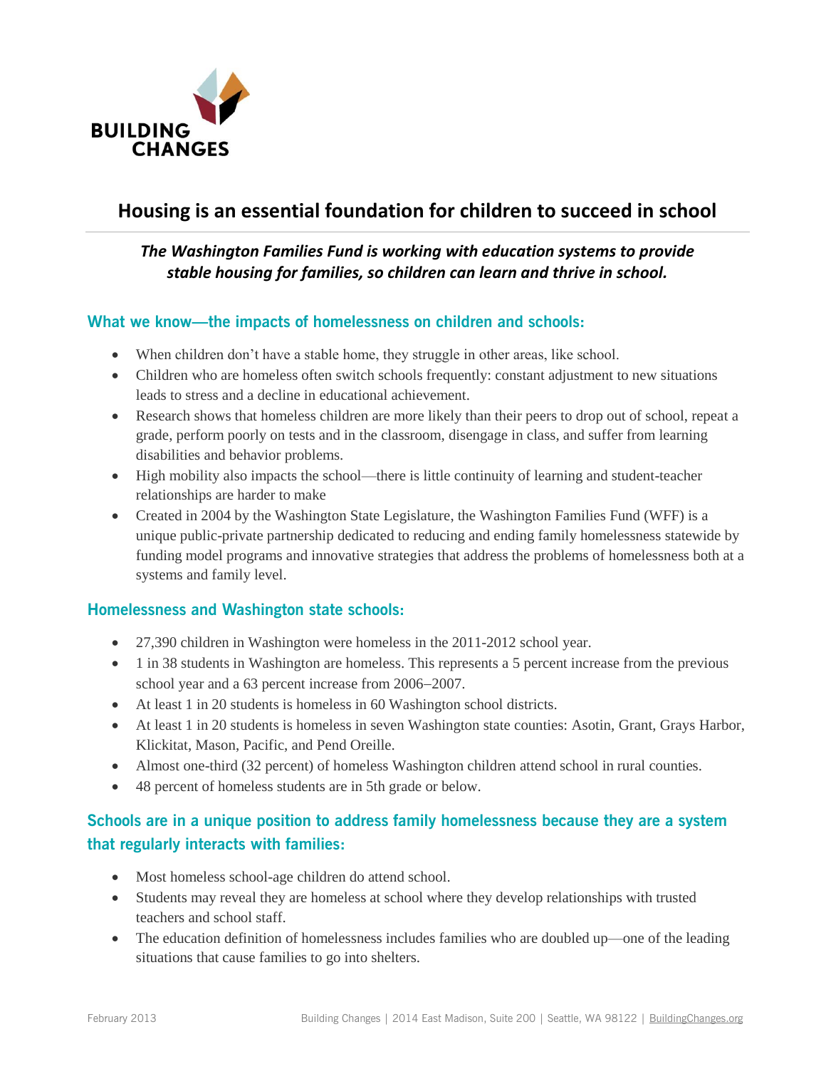BUILDING CHANGES

# Housing is an essential foundation for children to succeed in school

***The Washington Families Fund is working with education systems to provide stable housing for families, so children can learn and thrive in school.***

## What we know—the impacts of homelessness on children and schools:

- When children don't have a stable home, they struggle in other areas, like school.
- Children who are homeless often switch schools frequently: constant adjustment to new situations leads to stress and a decline in educational achievement.
- Research shows that homeless children are more likely than their peers to drop out of school, repeat a grade, perform poorly on tests and in the classroom, disengage in class, and suffer from learning disabilities and behavior problems.
- High mobility also impacts the school—there is little continuity of learning and student-teacher relationships are harder to make
- Created in 2004 by the Washington State Legislature, the Washington Families Fund (WFF) is a unique public-private partnership dedicated to reducing and ending family homelessness statewide by funding model programs and innovative strategies that address the problems of homelessness both at a systems and family level.

## Homelessness and Washington state schools:

- 27,390 children in Washington were homeless in the 2011-2012 school year.
- 1 in 38 students in Washington are homeless. This represents a 5 percent increase from the previous school year and a 63 percent increase from 2006–2007.
- At least 1 in 20 students is homeless in 60 Washington school districts.
- At least 1 in 20 students is homeless in seven Washington state counties: Asotin, Grant, Grays Harbor, Klickitat, Mason, Pacific, and Pend Oreille.
- Almost one-third (32 percent) of homeless Washington children attend school in rural counties.
- 48 percent of homeless students are in 5th grade or below.

## Schools are in a unique position to address family homelessness because they are a system that regularly interacts with families:

- Most homeless school-age children do attend school.
- Students may reveal they are homeless at school where they develop relationships with trusted teachers and school staff.
- The education definition of homelessness includes families who are doubled up—one of the leading situations that cause families to go into shelters.

February 2013 Building Changes | 2014 East Madison, Suite 200 | Seattle, WA 98122 | BuildingChanges.org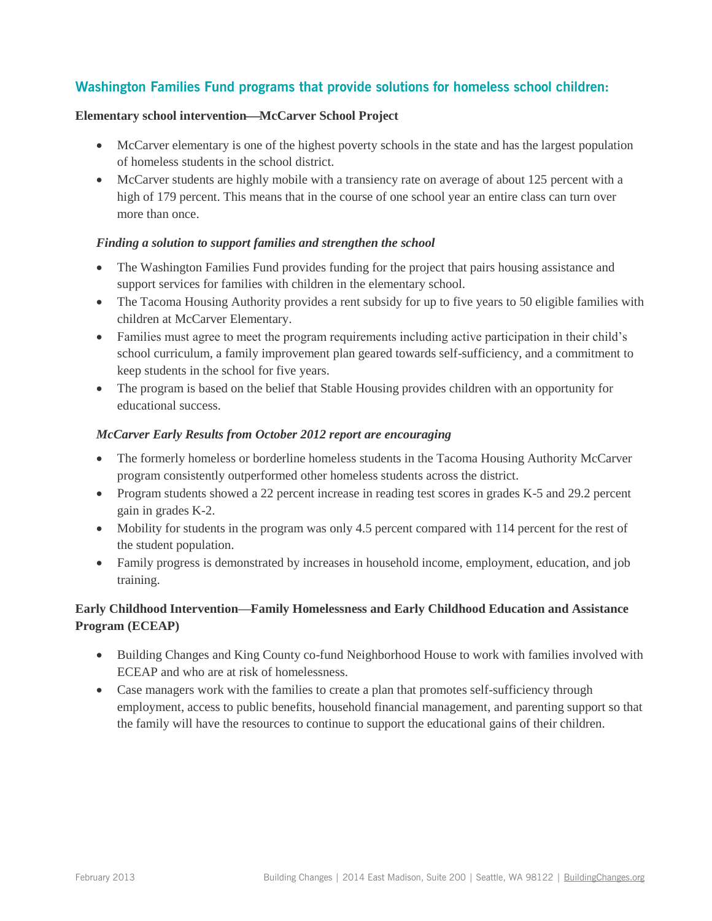## Washington Families Fund programs that provide solutions for homeless school children:

**Elementary school intervention—McCarver School Project**

- McCarver elementary is one of the highest poverty schools in the state and has the largest population of homeless students in the school district.
- McCarver students are highly mobile with a transiency rate on average of about 125 percent with a high of 179 percent. This means that in the course of one school year an entire class can turn over more than once.

***Finding a solution to support families and strengthen the school***

- The Washington Families Fund provides funding for the project that pairs housing assistance and support services for families with children in the elementary school.
- The Tacoma Housing Authority provides a rent subsidy for up to five years to 50 eligible families with children at McCarver Elementary.
- Families must agree to meet the program requirements including active participation in their child's school curriculum, a family improvement plan geared towards self-sufficiency, and a commitment to keep students in the school for five years.
- The program is based on the belief that Stable Housing provides children with an opportunity for educational success.

***McCarver Early Results from October 2012 report are encouraging***

- The formerly homeless or borderline homeless students in the Tacoma Housing Authority McCarver program consistently outperformed other homeless students across the district.
- Program students showed a 22 percent increase in reading test scores in grades K-5 and 29.2 percent gain in grades K-2.
- Mobility for students in the program was only 4.5 percent compared with 114 percent for the rest of the student population.
- Family progress is demonstrated by increases in household income, employment, education, and job training.

**Early Childhood Intervention—Family Homelessness and Early Childhood Education and Assistance Program (ECEAP)**

- Building Changes and King County co-fund Neighborhood House to work with families involved with ECEAP and who are at risk of homelessness.
- Case managers work with the families to create a plan that promotes self-sufficiency through employment, access to public benefits, household financial management, and parenting support so that the family will have the resources to continue to support the educational gains of their children.